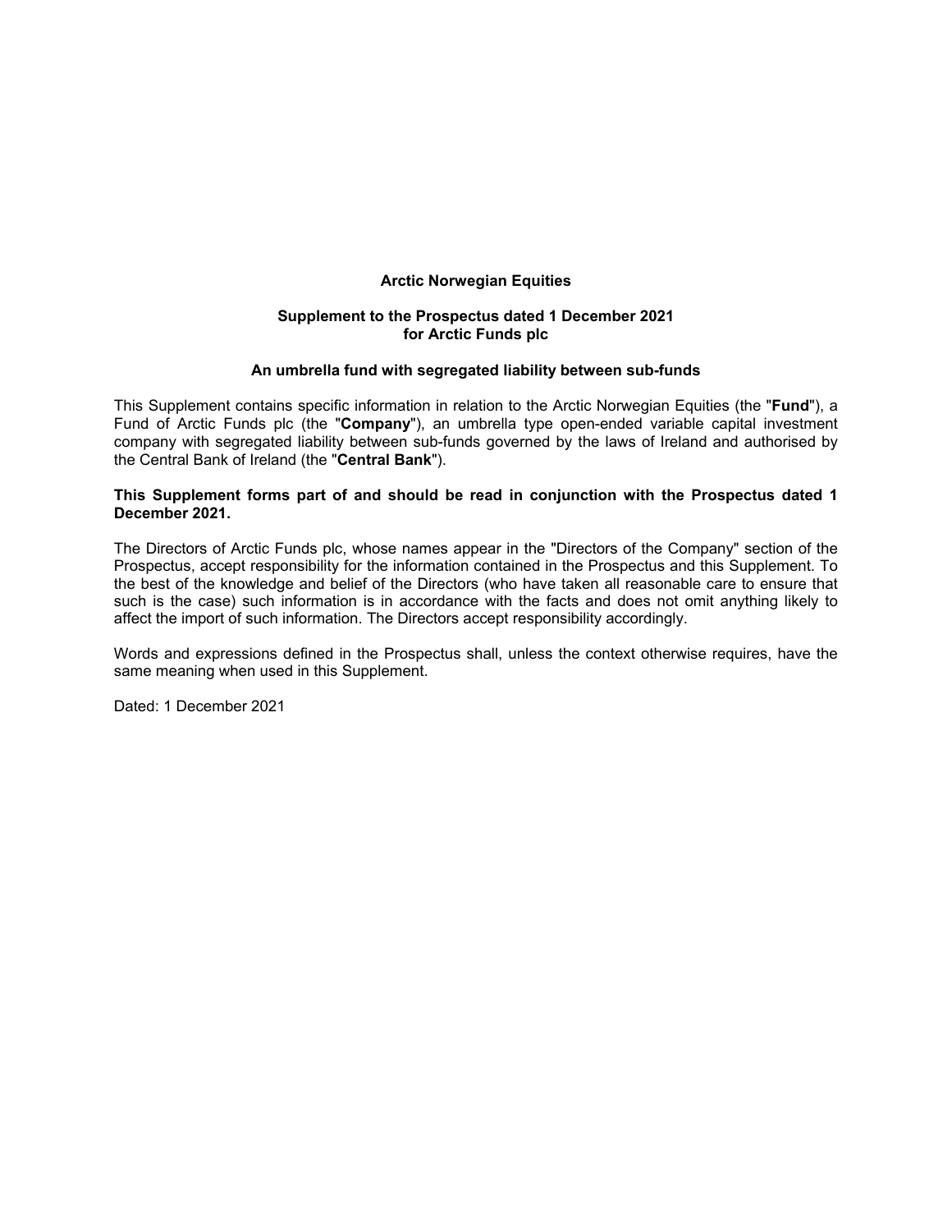# Arctic Norwegian Equities

## Supplement to the Prospectus dated 1 December 2021 for Arctic Funds plc

### An umbrella fund with segregated liability between sub-funds

This Supplement contains specific information in relation to the Arctic Norwegian Equities (the "**Fund**"), a Fund of Arctic Funds plc (the "**Company**"), an umbrella type open-ended variable capital investment company with segregated liability between sub-funds governed by the laws of Ireland and authorised by the Central Bank of Ireland (the "**Central Bank**").

**This Supplement forms part of and should be read in conjunction with the Prospectus dated 1 December 2021.**

The Directors of Arctic Funds plc, whose names appear in the "Directors of the Company" section of the Prospectus, accept responsibility for the information contained in the Prospectus and this Supplement. To the best of the knowledge and belief of the Directors (who have taken all reasonable care to ensure that such is the case) such information is in accordance with the facts and does not omit anything likely to affect the import of such information. The Directors accept responsibility accordingly.

Words and expressions defined in the Prospectus shall, unless the context otherwise requires, have the same meaning when used in this Supplement.

Dated: 1 December 2021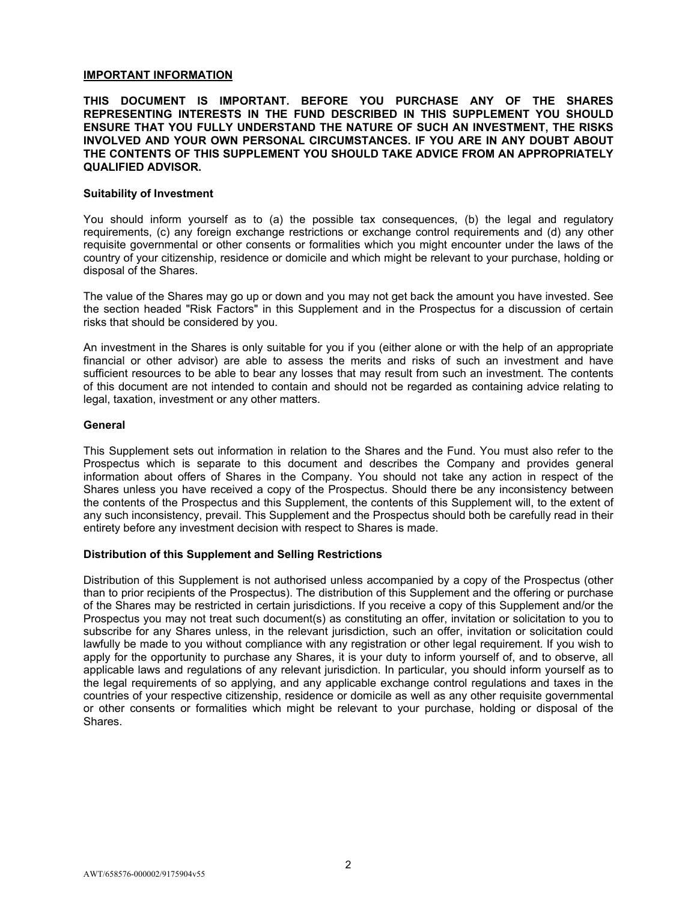## IMPORTANT INFORMATION

**THIS DOCUMENT IS IMPORTANT. BEFORE YOU PURCHASE ANY OF THE SHARES REPRESENTING INTERESTS IN THE FUND DESCRIBED IN THIS SUPPLEMENT YOU SHOULD ENSURE THAT YOU FULLY UNDERSTAND THE NATURE OF SUCH AN INVESTMENT, THE RISKS INVOLVED AND YOUR OWN PERSONAL CIRCUMSTANCES. IF YOU ARE IN ANY DOUBT ABOUT THE CONTENTS OF THIS SUPPLEMENT YOU SHOULD TAKE ADVICE FROM AN APPROPRIATELY QUALIFIED ADVISOR.**

### Suitability of Investment

You should inform yourself as to (a) the possible tax consequences, (b) the legal and regulatory requirements, (c) any foreign exchange restrictions or exchange control requirements and (d) any other requisite governmental or other consents or formalities which you might encounter under the laws of the country of your citizenship, residence or domicile and which might be relevant to your purchase, holding or disposal of the Shares.

The value of the Shares may go up or down and you may not get back the amount you have invested. See the section headed "Risk Factors" in this Supplement and in the Prospectus for a discussion of certain risks that should be considered by you.

An investment in the Shares is only suitable for you if you (either alone or with the help of an appropriate financial or other advisor) are able to assess the merits and risks of such an investment and have sufficient resources to be able to bear any losses that may result from such an investment. The contents of this document are not intended to contain and should not be regarded as containing advice relating to legal, taxation, investment or any other matters.

### General

This Supplement sets out information in relation to the Shares and the Fund. You must also refer to the Prospectus which is separate to this document and describes the Company and provides general information about offers of Shares in the Company. You should not take any action in respect of the Shares unless you have received a copy of the Prospectus. Should there be any inconsistency between the contents of the Prospectus and this Supplement, the contents of this Supplement will, to the extent of any such inconsistency, prevail. This Supplement and the Prospectus should both be carefully read in their entirety before any investment decision with respect to Shares is made.

### Distribution of this Supplement and Selling Restrictions

Distribution of this Supplement is not authorised unless accompanied by a copy of the Prospectus (other than to prior recipients of the Prospectus). The distribution of this Supplement and the offering or purchase of the Shares may be restricted in certain jurisdictions. If you receive a copy of this Supplement and/or the Prospectus you may not treat such document(s) as constituting an offer, invitation or solicitation to you to subscribe for any Shares unless, in the relevant jurisdiction, such an offer, invitation or solicitation could lawfully be made to you without compliance with any registration or other legal requirement. If you wish to apply for the opportunity to purchase any Shares, it is your duty to inform yourself of, and to observe, all applicable laws and regulations of any relevant jurisdiction. In particular, you should inform yourself as to the legal requirements of so applying, and any applicable exchange control regulations and taxes in the countries of your respective citizenship, residence or domicile as well as any other requisite governmental or other consents or formalities which might be relevant to your purchase, holding or disposal of the Shares.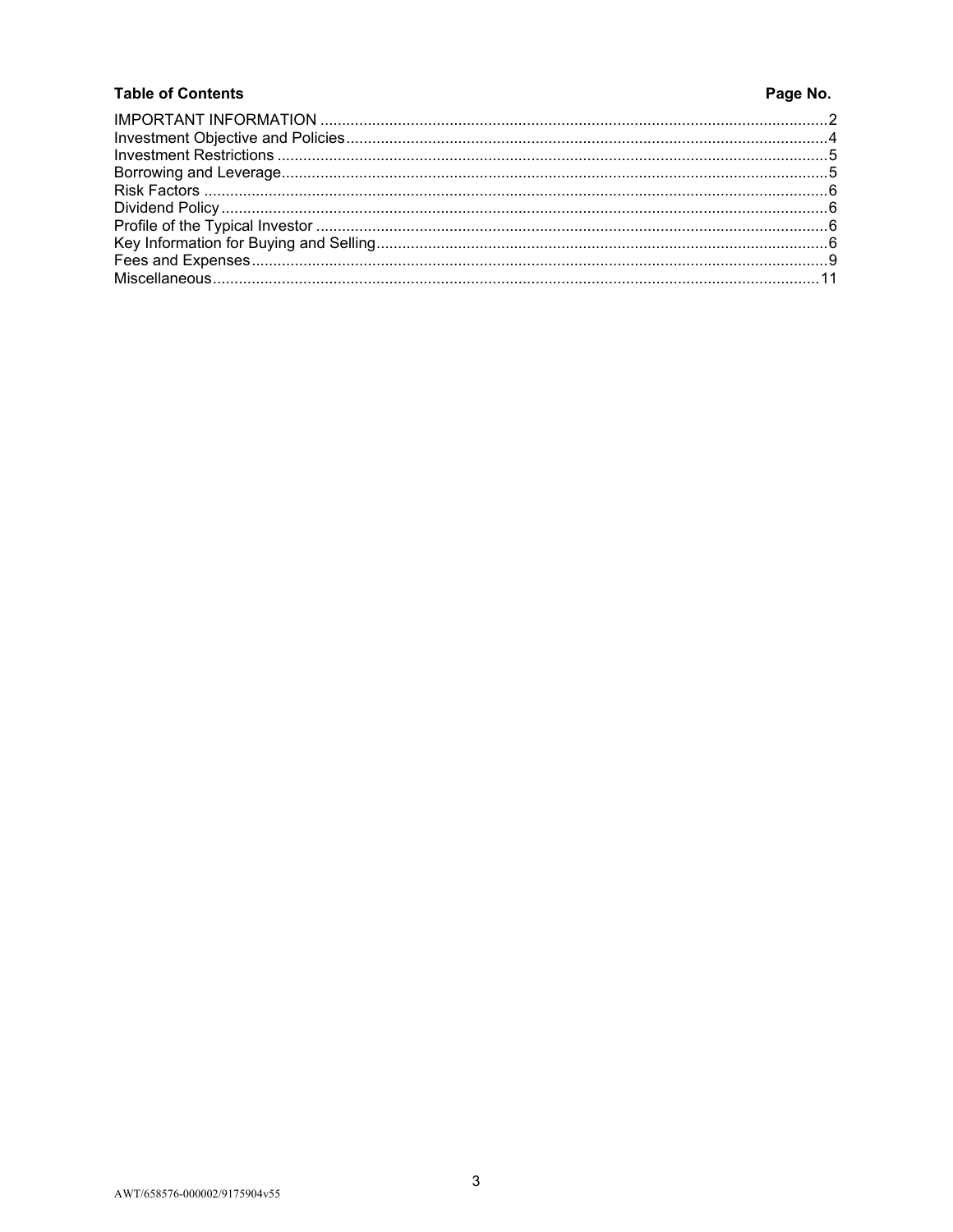| Table of Contents | Page No. |
| --- | --- |
| IMPORTANT INFORMATION | 2 |
| Investment Objective and Policies | 4 |
| Investment Restrictions | 5 |
| Borrowing and Leverage | 5 |
| Risk Factors | 6 |
| Dividend Policy | 6 |
| Profile of the Typical Investor | 6 |
| Key Information for Buying and Selling | 6 |
| Fees and Expenses | 9 |
| Miscellaneous | 11 |

AWT/658576-000002/9175904v55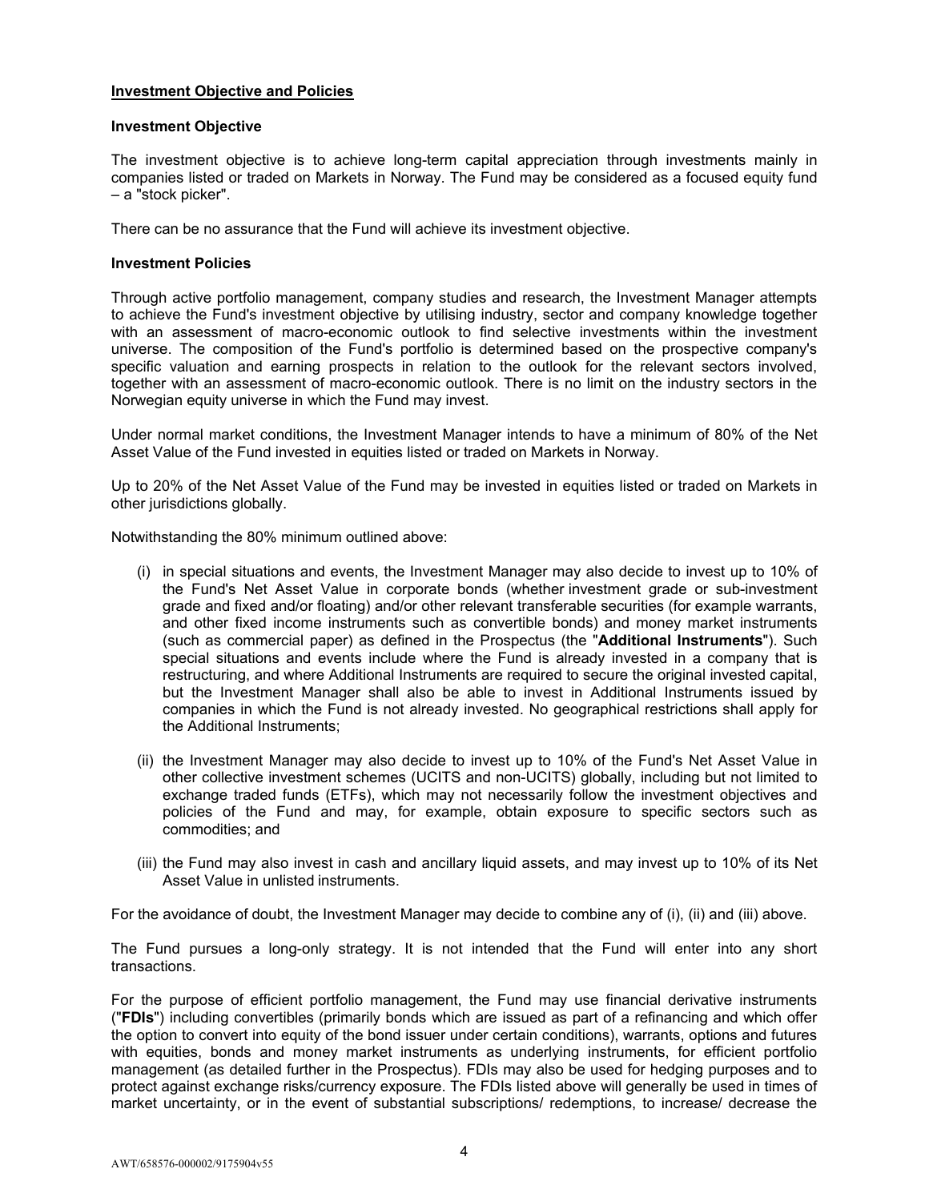## Investment Objective and Policies

### Investment Objective

The investment objective is to achieve long-term capital appreciation through investments mainly in companies listed or traded on Markets in Norway. The Fund may be considered as a focused equity fund – a "stock picker".

There can be no assurance that the Fund will achieve its investment objective.

### Investment Policies

Through active portfolio management, company studies and research, the Investment Manager attempts to achieve the Fund's investment objective by utilising industry, sector and company knowledge together with an assessment of macro-economic outlook to find selective investments within the investment universe. The composition of the Fund's portfolio is determined based on the prospective company's specific valuation and earning prospects in relation to the outlook for the relevant sectors involved, together with an assessment of macro-economic outlook. There is no limit on the industry sectors in the Norwegian equity universe in which the Fund may invest.

Under normal market conditions, the Investment Manager intends to have a minimum of 80% of the Net Asset Value of the Fund invested in equities listed or traded on Markets in Norway.

Up to 20% of the Net Asset Value of the Fund may be invested in equities listed or traded on Markets in other jurisdictions globally.

Notwithstanding the 80% minimum outlined above:

(i) in special situations and events, the Investment Manager may also decide to invest up to 10% of the Fund's Net Asset Value in corporate bonds (whether investment grade or sub-investment grade and fixed and/or floating) and/or other relevant transferable securities (for example warrants, and other fixed income instruments such as convertible bonds) and money market instruments (such as commercial paper) as defined in the Prospectus (the "**Additional Instruments**"). Such special situations and events include where the Fund is already invested in a company that is restructuring, and where Additional Instruments are required to secure the original invested capital, but the Investment Manager shall also be able to invest in Additional Instruments issued by companies in which the Fund is not already invested. No geographical restrictions shall apply for the Additional Instruments;

(ii) the Investment Manager may also decide to invest up to 10% of the Fund's Net Asset Value in other collective investment schemes (UCITS and non-UCITS) globally, including but not limited to exchange traded funds (ETFs), which may not necessarily follow the investment objectives and policies of the Fund and may, for example, obtain exposure to specific sectors such as commodities; and

(iii) the Fund may also invest in cash and ancillary liquid assets, and may invest up to 10% of its Net Asset Value in unlisted instruments.

For the avoidance of doubt, the Investment Manager may decide to combine any of (i), (ii) and (iii) above.

The Fund pursues a long-only strategy. It is not intended that the Fund will enter into any short transactions.

For the purpose of efficient portfolio management, the Fund may use financial derivative instruments ("**FDIs**") including convertibles (primarily bonds which are issued as part of a refinancing and which offer the option to convert into equity of the bond issuer under certain conditions), warrants, options and futures with equities, bonds and money market instruments as underlying instruments, for efficient portfolio management (as detailed further in the Prospectus). FDIs may also be used for hedging purposes and to protect against exchange risks/currency exposure. The FDIs listed above will generally be used in times of market uncertainty, or in the event of substantial subscriptions/ redemptions, to increase/ decrease the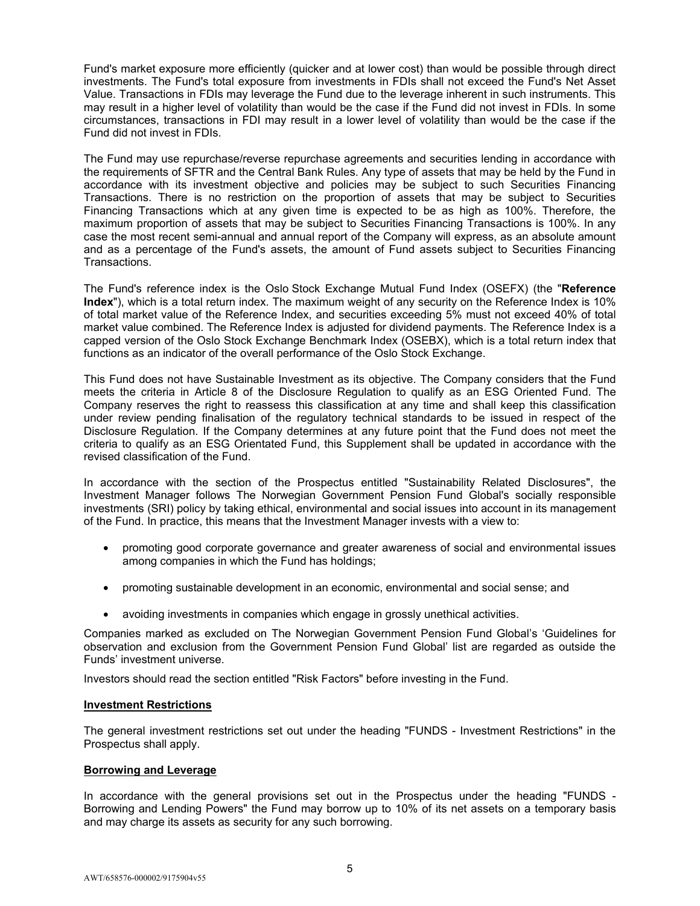Fund's market exposure more efficiently (quicker and at lower cost) than would be possible through direct investments. The Fund's total exposure from investments in FDIs shall not exceed the Fund's Net Asset Value. Transactions in FDIs may leverage the Fund due to the leverage inherent in such instruments. This may result in a higher level of volatility than would be the case if the Fund did not invest in FDIs. In some circumstances, transactions in FDI may result in a lower level of volatility than would be the case if the Fund did not invest in FDIs.

The Fund may use repurchase/reverse repurchase agreements and securities lending in accordance with the requirements of SFTR and the Central Bank Rules. Any type of assets that may be held by the Fund in accordance with its investment objective and policies may be subject to such Securities Financing Transactions. There is no restriction on the proportion of assets that may be subject to Securities Financing Transactions which at any given time is expected to be as high as 100%. Therefore, the maximum proportion of assets that may be subject to Securities Financing Transactions is 100%. In any case the most recent semi-annual and annual report of the Company will express, as an absolute amount and as a percentage of the Fund's assets, the amount of Fund assets subject to Securities Financing Transactions.

The Fund's reference index is the Oslo Stock Exchange Mutual Fund Index (OSEFX) (the "**Reference Index**"), which is a total return index. The maximum weight of any security on the Reference Index is 10% of total market value of the Reference Index, and securities exceeding 5% must not exceed 40% of total market value combined. The Reference Index is adjusted for dividend payments. The Reference Index is a capped version of the Oslo Stock Exchange Benchmark Index (OSEBX), which is a total return index that functions as an indicator of the overall performance of the Oslo Stock Exchange.

This Fund does not have Sustainable Investment as its objective. The Company considers that the Fund meets the criteria in Article 8 of the Disclosure Regulation to qualify as an ESG Oriented Fund. The Company reserves the right to reassess this classification at any time and shall keep this classification under review pending finalisation of the regulatory technical standards to be issued in respect of the Disclosure Regulation. If the Company determines at any future point that the Fund does not meet the criteria to qualify as an ESG Orientated Fund, this Supplement shall be updated in accordance with the revised classification of the Fund.

In accordance with the section of the Prospectus entitled "Sustainability Related Disclosures", the Investment Manager follows The Norwegian Government Pension Fund Global's socially responsible investments (SRI) policy by taking ethical, environmental and social issues into account in its management of the Fund. In practice, this means that the Investment Manager invests with a view to:

- promoting good corporate governance and greater awareness of social and environmental issues among companies in which the Fund has holdings;
- promoting sustainable development in an economic, environmental and social sense; and
- avoiding investments in companies which engage in grossly unethical activities.

Companies marked as excluded on The Norwegian Government Pension Fund Global's 'Guidelines for observation and exclusion from the Government Pension Fund Global' list are regarded as outside the Funds' investment universe.

Investors should read the section entitled "Risk Factors" before investing in the Fund.

**Investment Restrictions**

The general investment restrictions set out under the heading "FUNDS - Investment Restrictions" in the Prospectus shall apply.

**Borrowing and Leverage**

In accordance with the general provisions set out in the Prospectus under the heading "FUNDS - Borrowing and Lending Powers" the Fund may borrow up to 10% of its net assets on a temporary basis and may charge its assets as security for any such borrowing.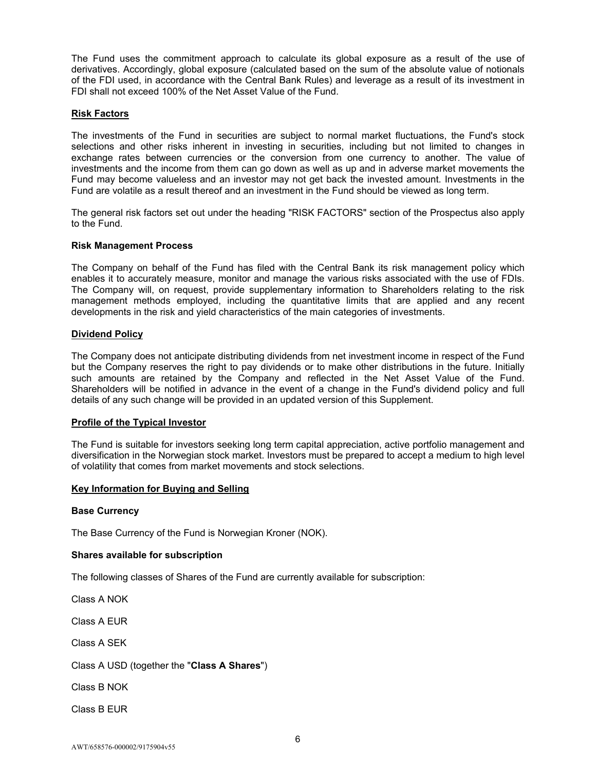The Fund uses the commitment approach to calculate its global exposure as a result of the use of derivatives. Accordingly, global exposure (calculated based on the sum of the absolute value of notionals of the FDI used, in accordance with the Central Bank Rules) and leverage as a result of its investment in FDI shall not exceed 100% of the Net Asset Value of the Fund.

## Risk Factors

The investments of the Fund in securities are subject to normal market fluctuations, the Fund's stock selections and other risks inherent in investing in securities, including but not limited to changes in exchange rates between currencies or the conversion from one currency to another. The value of investments and the income from them can go down as well as up and in adverse market movements the Fund may become valueless and an investor may not get back the invested amount. Investments in the Fund are volatile as a result thereof and an investment in the Fund should be viewed as long term.

The general risk factors set out under the heading "RISK FACTORS" section of the Prospectus also apply to the Fund.

### Risk Management Process

The Company on behalf of the Fund has filed with the Central Bank its risk management policy which enables it to accurately measure, monitor and manage the various risks associated with the use of FDIs. The Company will, on request, provide supplementary information to Shareholders relating to the risk management methods employed, including the quantitative limits that are applied and any recent developments in the risk and yield characteristics of the main categories of investments.

## Dividend Policy

The Company does not anticipate distributing dividends from net investment income in respect of the Fund but the Company reserves the right to pay dividends or to make other distributions in the future. Initially such amounts are retained by the Company and reflected in the Net Asset Value of the Fund. Shareholders will be notified in advance in the event of a change in the Fund's dividend policy and full details of any such change will be provided in an updated version of this Supplement.

## Profile of the Typical Investor

The Fund is suitable for investors seeking long term capital appreciation, active portfolio management and diversification in the Norwegian stock market. Investors must be prepared to accept a medium to high level of volatility that comes from market movements and stock selections.

## Key Information for Buying and Selling

### Base Currency

The Base Currency of the Fund is Norwegian Kroner (NOK).

### Shares available for subscription

The following classes of Shares of the Fund are currently available for subscription:

Class A NOK

Class A EUR

Class A SEK

Class A USD (together the "**Class A Shares**")

Class B NOK

Class B EUR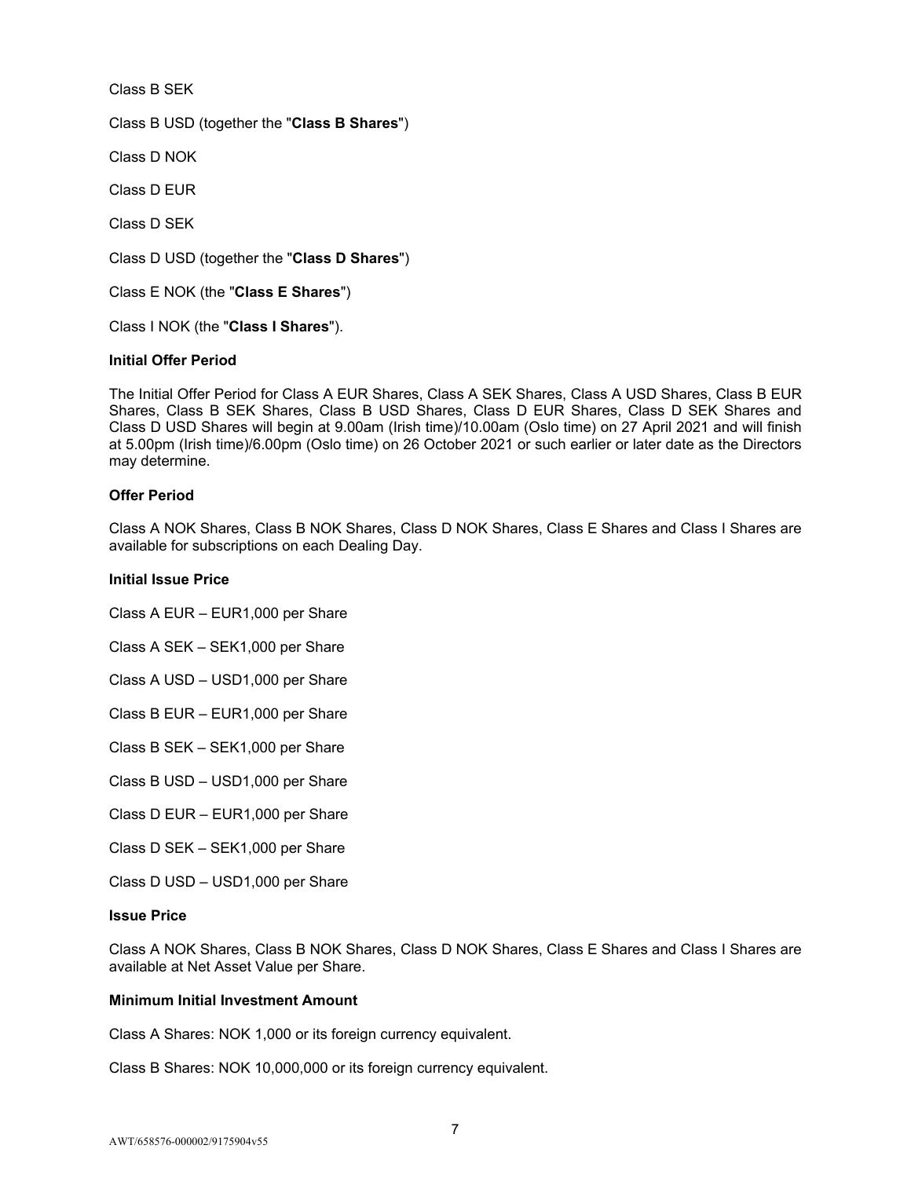Class B SEK

Class B USD (together the "**Class B Shares**")

Class D NOK

Class D EUR

Class D SEK

Class D USD (together the "**Class D Shares**")

Class E NOK (the "**Class E Shares**")

Class I NOK (the "**Class I Shares**").

**Initial Offer Period**

The Initial Offer Period for Class A EUR Shares, Class A SEK Shares, Class A USD Shares, Class B EUR Shares, Class B SEK Shares, Class B USD Shares, Class D EUR Shares, Class D SEK Shares and Class D USD Shares will begin at 9.00am (Irish time)/10.00am (Oslo time) on 27 April 2021 and will finish at 5.00pm (Irish time)/6.00pm (Oslo time) on 26 October 2021 or such earlier or later date as the Directors may determine.

**Offer Period**

Class A NOK Shares, Class B NOK Shares, Class D NOK Shares, Class E Shares and Class I Shares are available for subscriptions on each Dealing Day.

**Initial Issue Price**

Class A EUR – EUR1,000 per Share

Class A SEK – SEK1,000 per Share

Class A USD – USD1,000 per Share

Class B EUR – EUR1,000 per Share

Class B SEK – SEK1,000 per Share

Class B USD – USD1,000 per Share

Class D EUR – EUR1,000 per Share

Class D SEK – SEK1,000 per Share

Class D USD – USD1,000 per Share

**Issue Price**

Class A NOK Shares, Class B NOK Shares, Class D NOK Shares, Class E Shares and Class I Shares are available at Net Asset Value per Share.

**Minimum Initial Investment Amount**

Class A Shares: NOK 1,000 or its foreign currency equivalent.

Class B Shares: NOK 10,000,000 or its foreign currency equivalent.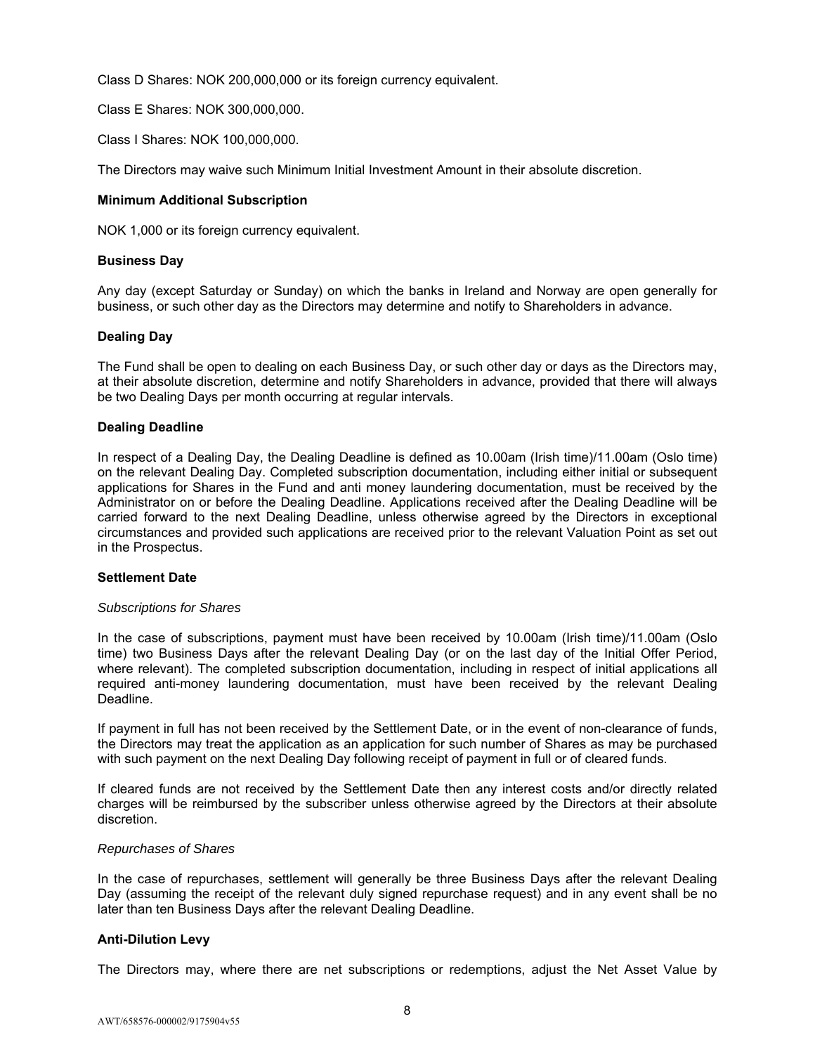Class D Shares: NOK 200,000,000 or its foreign currency equivalent.

Class E Shares: NOK 300,000,000.

Class I Shares: NOK 100,000,000.

The Directors may waive such Minimum Initial Investment Amount in their absolute discretion.

**Minimum Additional Subscription**

NOK 1,000 or its foreign currency equivalent.

**Business Day**

Any day (except Saturday or Sunday) on which the banks in Ireland and Norway are open generally for business, or such other day as the Directors may determine and notify to Shareholders in advance.

**Dealing Day**

The Fund shall be open to dealing on each Business Day, or such other day or days as the Directors may, at their absolute discretion, determine and notify Shareholders in advance, provided that there will always be two Dealing Days per month occurring at regular intervals.

**Dealing Deadline**

In respect of a Dealing Day, the Dealing Deadline is defined as 10.00am (Irish time)/11.00am (Oslo time) on the relevant Dealing Day. Completed subscription documentation, including either initial or subsequent applications for Shares in the Fund and anti money laundering documentation, must be received by the Administrator on or before the Dealing Deadline. Applications received after the Dealing Deadline will be carried forward to the next Dealing Deadline, unless otherwise agreed by the Directors in exceptional circumstances and provided such applications are received prior to the relevant Valuation Point as set out in the Prospectus.

**Settlement Date**

*Subscriptions for Shares*

In the case of subscriptions, payment must have been received by 10.00am (Irish time)/11.00am (Oslo time) two Business Days after the relevant Dealing Day (or on the last day of the Initial Offer Period, where relevant). The completed subscription documentation, including in respect of initial applications all required anti-money laundering documentation, must have been received by the relevant Dealing Deadline.

If payment in full has not been received by the Settlement Date, or in the event of non-clearance of funds, the Directors may treat the application as an application for such number of Shares as may be purchased with such payment on the next Dealing Day following receipt of payment in full or of cleared funds.

If cleared funds are not received by the Settlement Date then any interest costs and/or directly related charges will be reimbursed by the subscriber unless otherwise agreed by the Directors at their absolute discretion.

*Repurchases of Shares*

In the case of repurchases, settlement will generally be three Business Days after the relevant Dealing Day (assuming the receipt of the relevant duly signed repurchase request) and in any event shall be no later than ten Business Days after the relevant Dealing Deadline.

**Anti-Dilution Levy**

The Directors may, where there are net subscriptions or redemptions, adjust the Net Asset Value by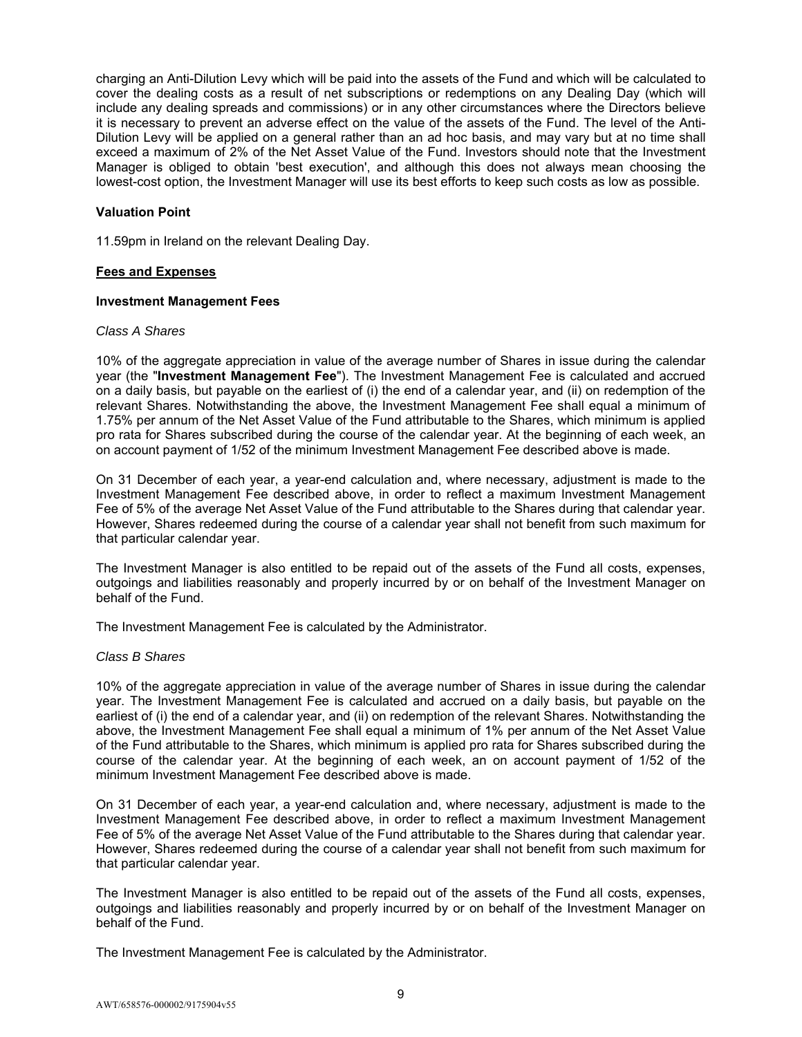charging an Anti-Dilution Levy which will be paid into the assets of the Fund and which will be calculated to cover the dealing costs as a result of net subscriptions or redemptions on any Dealing Day (which will include any dealing spreads and commissions) or in any other circumstances where the Directors believe it is necessary to prevent an adverse effect on the value of the assets of the Fund. The level of the Anti-Dilution Levy will be applied on a general rather than an ad hoc basis, and may vary but at no time shall exceed a maximum of 2% of the Net Asset Value of the Fund. Investors should note that the Investment Manager is obliged to obtain 'best execution', and although this does not always mean choosing the lowest-cost option, the Investment Manager will use its best efforts to keep such costs as low as possible.

**Valuation Point**

11.59pm in Ireland on the relevant Dealing Day.

**Fees and Expenses**

**Investment Management Fees**

*Class A Shares*

10% of the aggregate appreciation in value of the average number of Shares in issue during the calendar year (the "**Investment Management Fee**"). The Investment Management Fee is calculated and accrued on a daily basis, but payable on the earliest of (i) the end of a calendar year, and (ii) on redemption of the relevant Shares. Notwithstanding the above, the Investment Management Fee shall equal a minimum of 1.75% per annum of the Net Asset Value of the Fund attributable to the Shares, which minimum is applied pro rata for Shares subscribed during the course of the calendar year. At the beginning of each week, an on account payment of 1/52 of the minimum Investment Management Fee described above is made.

On 31 December of each year, a year-end calculation and, where necessary, adjustment is made to the Investment Management Fee described above, in order to reflect a maximum Investment Management Fee of 5% of the average Net Asset Value of the Fund attributable to the Shares during that calendar year. However, Shares redeemed during the course of a calendar year shall not benefit from such maximum for that particular calendar year.

The Investment Manager is also entitled to be repaid out of the assets of the Fund all costs, expenses, outgoings and liabilities reasonably and properly incurred by or on behalf of the Investment Manager on behalf of the Fund.

The Investment Management Fee is calculated by the Administrator.

*Class B Shares*

10% of the aggregate appreciation in value of the average number of Shares in issue during the calendar year. The Investment Management Fee is calculated and accrued on a daily basis, but payable on the earliest of (i) the end of a calendar year, and (ii) on redemption of the relevant Shares. Notwithstanding the above, the Investment Management Fee shall equal a minimum of 1% per annum of the Net Asset Value of the Fund attributable to the Shares, which minimum is applied pro rata for Shares subscribed during the course of the calendar year. At the beginning of each week, an on account payment of 1/52 of the minimum Investment Management Fee described above is made.

On 31 December of each year, a year-end calculation and, where necessary, adjustment is made to the Investment Management Fee described above, in order to reflect a maximum Investment Management Fee of 5% of the average Net Asset Value of the Fund attributable to the Shares during that calendar year. However, Shares redeemed during the course of a calendar year shall not benefit from such maximum for that particular calendar year.

The Investment Manager is also entitled to be repaid out of the assets of the Fund all costs, expenses, outgoings and liabilities reasonably and properly incurred by or on behalf of the Investment Manager on behalf of the Fund.

The Investment Management Fee is calculated by the Administrator.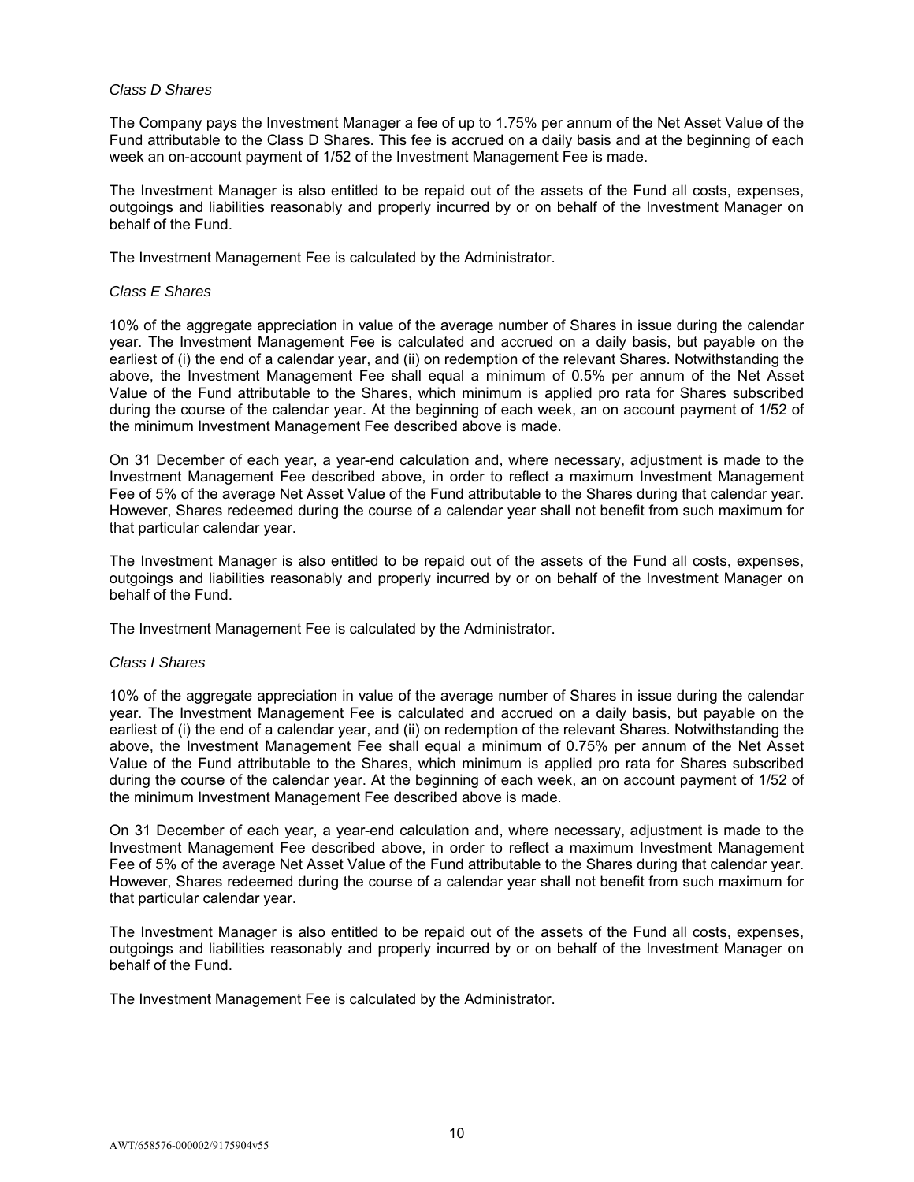*Class D Shares*

The Company pays the Investment Manager a fee of up to 1.75% per annum of the Net Asset Value of the Fund attributable to the Class D Shares. This fee is accrued on a daily basis and at the beginning of each week an on-account payment of 1/52 of the Investment Management Fee is made.

The Investment Manager is also entitled to be repaid out of the assets of the Fund all costs, expenses, outgoings and liabilities reasonably and properly incurred by or on behalf of the Investment Manager on behalf of the Fund.

The Investment Management Fee is calculated by the Administrator.

*Class E Shares*

10% of the aggregate appreciation in value of the average number of Shares in issue during the calendar year. The Investment Management Fee is calculated and accrued on a daily basis, but payable on the earliest of (i) the end of a calendar year, and (ii) on redemption of the relevant Shares. Notwithstanding the above, the Investment Management Fee shall equal a minimum of 0.5% per annum of the Net Asset Value of the Fund attributable to the Shares, which minimum is applied pro rata for Shares subscribed during the course of the calendar year. At the beginning of each week, an on account payment of 1/52 of the minimum Investment Management Fee described above is made.

On 31 December of each year, a year-end calculation and, where necessary, adjustment is made to the Investment Management Fee described above, in order to reflect a maximum Investment Management Fee of 5% of the average Net Asset Value of the Fund attributable to the Shares during that calendar year. However, Shares redeemed during the course of a calendar year shall not benefit from such maximum for that particular calendar year.

The Investment Manager is also entitled to be repaid out of the assets of the Fund all costs, expenses, outgoings and liabilities reasonably and properly incurred by or on behalf of the Investment Manager on behalf of the Fund.

The Investment Management Fee is calculated by the Administrator.

*Class I Shares*

10% of the aggregate appreciation in value of the average number of Shares in issue during the calendar year. The Investment Management Fee is calculated and accrued on a daily basis, but payable on the earliest of (i) the end of a calendar year, and (ii) on redemption of the relevant Shares. Notwithstanding the above, the Investment Management Fee shall equal a minimum of 0.75% per annum of the Net Asset Value of the Fund attributable to the Shares, which minimum is applied pro rata for Shares subscribed during the course of the calendar year. At the beginning of each week, an on account payment of 1/52 of the minimum Investment Management Fee described above is made.

On 31 December of each year, a year-end calculation and, where necessary, adjustment is made to the Investment Management Fee described above, in order to reflect a maximum Investment Management Fee of 5% of the average Net Asset Value of the Fund attributable to the Shares during that calendar year. However, Shares redeemed during the course of a calendar year shall not benefit from such maximum for that particular calendar year.

The Investment Manager is also entitled to be repaid out of the assets of the Fund all costs, expenses, outgoings and liabilities reasonably and properly incurred by or on behalf of the Investment Manager on behalf of the Fund.

The Investment Management Fee is calculated by the Administrator.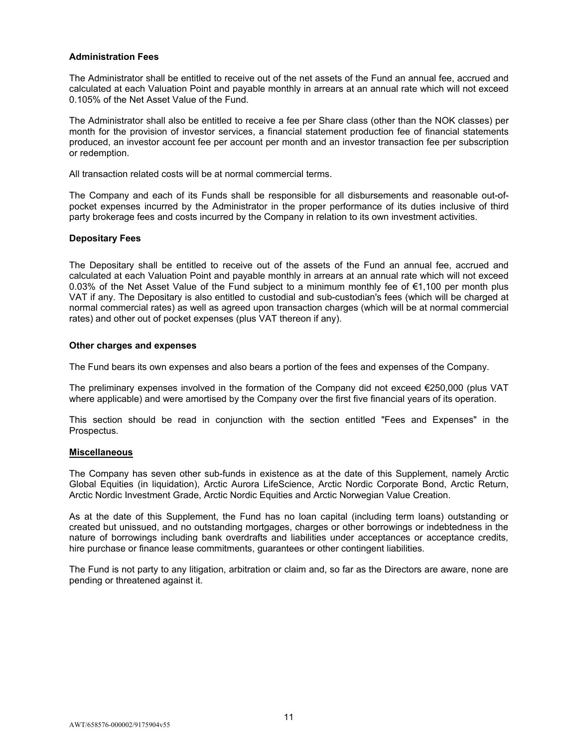**Administration Fees**

The Administrator shall be entitled to receive out of the net assets of the Fund an annual fee, accrued and calculated at each Valuation Point and payable monthly in arrears at an annual rate which will not exceed 0.105% of the Net Asset Value of the Fund.

The Administrator shall also be entitled to receive a fee per Share class (other than the NOK classes) per month for the provision of investor services, a financial statement production fee of financial statements produced, an investor account fee per account per month and an investor transaction fee per subscription or redemption.

All transaction related costs will be at normal commercial terms.

The Company and each of its Funds shall be responsible for all disbursements and reasonable out-of-pocket expenses incurred by the Administrator in the proper performance of its duties inclusive of third party brokerage fees and costs incurred by the Company in relation to its own investment activities.

**Depositary Fees**

The Depositary shall be entitled to receive out of the assets of the Fund an annual fee, accrued and calculated at each Valuation Point and payable monthly in arrears at an annual rate which will not exceed 0.03% of the Net Asset Value of the Fund subject to a minimum monthly fee of €1,100 per month plus VAT if any. The Depositary is also entitled to custodial and sub-custodian's fees (which will be charged at normal commercial rates) as well as agreed upon transaction charges (which will be at normal commercial rates) and other out of pocket expenses (plus VAT thereon if any).

**Other charges and expenses**

The Fund bears its own expenses and also bears a portion of the fees and expenses of the Company.

The preliminary expenses involved in the formation of the Company did not exceed €250,000 (plus VAT where applicable) and were amortised by the Company over the first five financial years of its operation.

This section should be read in conjunction with the section entitled "Fees and Expenses" in the Prospectus.

**Miscellaneous**

The Company has seven other sub-funds in existence as at the date of this Supplement, namely Arctic Global Equities (in liquidation), Arctic Aurora LifeScience, Arctic Nordic Corporate Bond, Arctic Return, Arctic Nordic Investment Grade, Arctic Nordic Equities and Arctic Norwegian Value Creation.

As at the date of this Supplement, the Fund has no loan capital (including term loans) outstanding or created but unissued, and no outstanding mortgages, charges or other borrowings or indebtedness in the nature of borrowings including bank overdrafts and liabilities under acceptances or acceptance credits, hire purchase or finance lease commitments, guarantees or other contingent liabilities.

The Fund is not party to any litigation, arbitration or claim and, so far as the Directors are aware, none are pending or threatened against it.